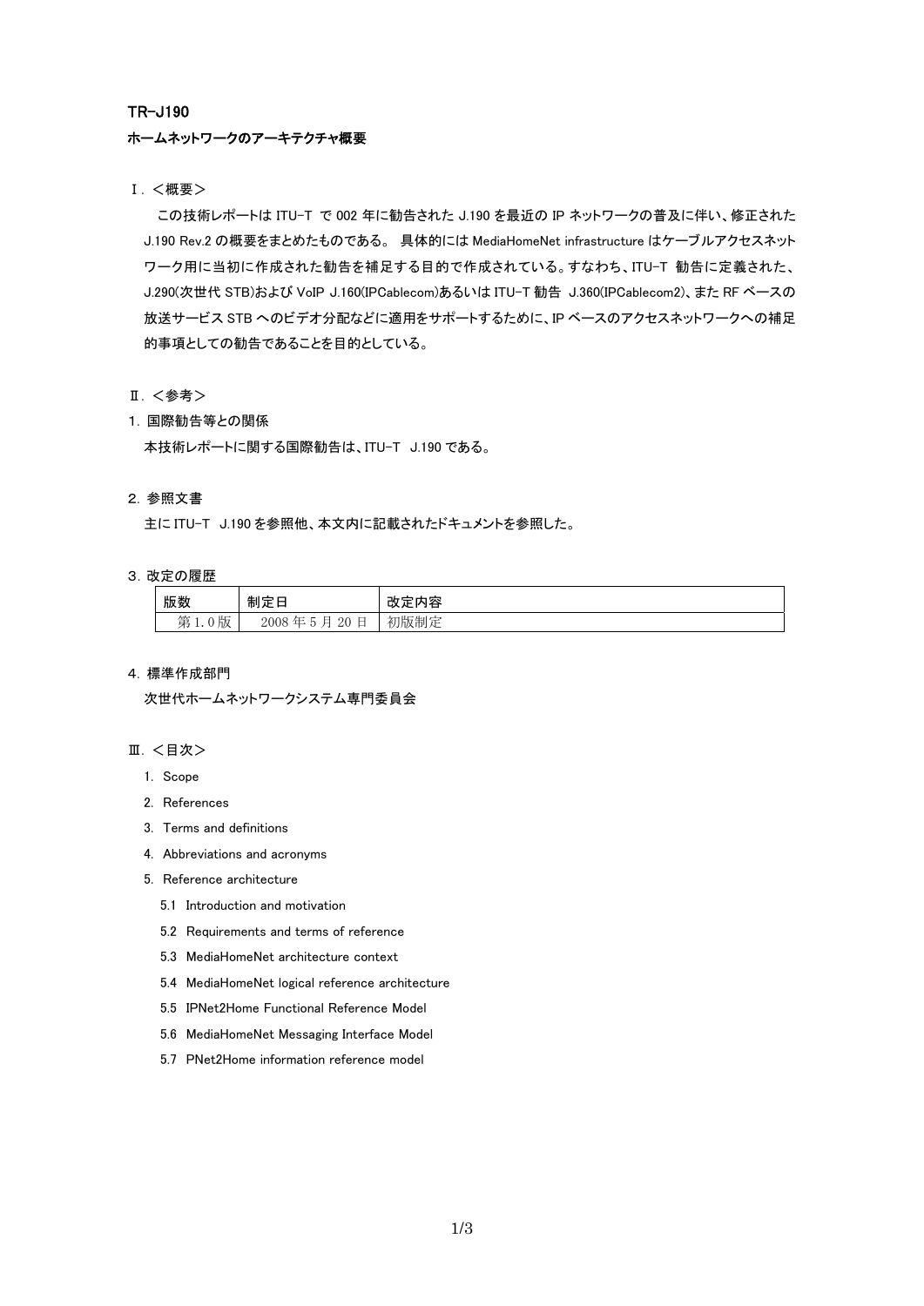# TR-J190

## ホームネットワークのアーキテクチャ概要

### Ⅰ. <概要>

この技術レポートは ITU-T で 002 年に勧告された J.190 を最近の IP ネットワークの普及に伴い、修正された J.190 Rev.2 の概要をまとめたものである。 具体的には MediaHomeNet infrastructure はケーブルアクセスネットワーク用に当初に作成された勧告を補足する目的で作成されている。すなわち、ITU-T 勧告に定義された、J.290(次世代 STB)および VoIP J.160(IPCablecom)あるいは ITU-T 勧告 J.360(IPCablecom2)、また RF ベースの放送サービス STB へのビデオ分配などに適用をサポートするために、IP ベースのアクセスネットワークへの補足的事項としての勧告であることを目的としている。

### Ⅱ. <参考>

1. 国際勧告等との関係

本技術レポートに関する国際勧告は、ITU-T J.190 である。

2. 参照文書

主に ITU-T J.190 を参照他、本文内に記載されたドキュメントを参照した。

3. 改定の履歴

| 版数 | 制定日 | 改定内容 |
| --- | --- | --- |
| 第 1.0 版 | 2008 年 5 月 20 日 | 初版制定 |

4. 標準作成部門

次世代ホームネットワークシステム専門委員会

### Ⅲ. <目次>

1. Scope
2. References
3. Terms and definitions
4. Abbreviations and acronyms
5. Reference architecture
   - 5.1 Introduction and motivation
   - 5.2 Requirements and terms of reference
   - 5.3 MediaHomeNet architecture context
   - 5.4 MediaHomeNet logical reference architecture
   - 5.5 IPNet2Home Functional Reference Model
   - 5.6 MediaHomeNet Messaging Interface Model
   - 5.7 PNet2Home information reference model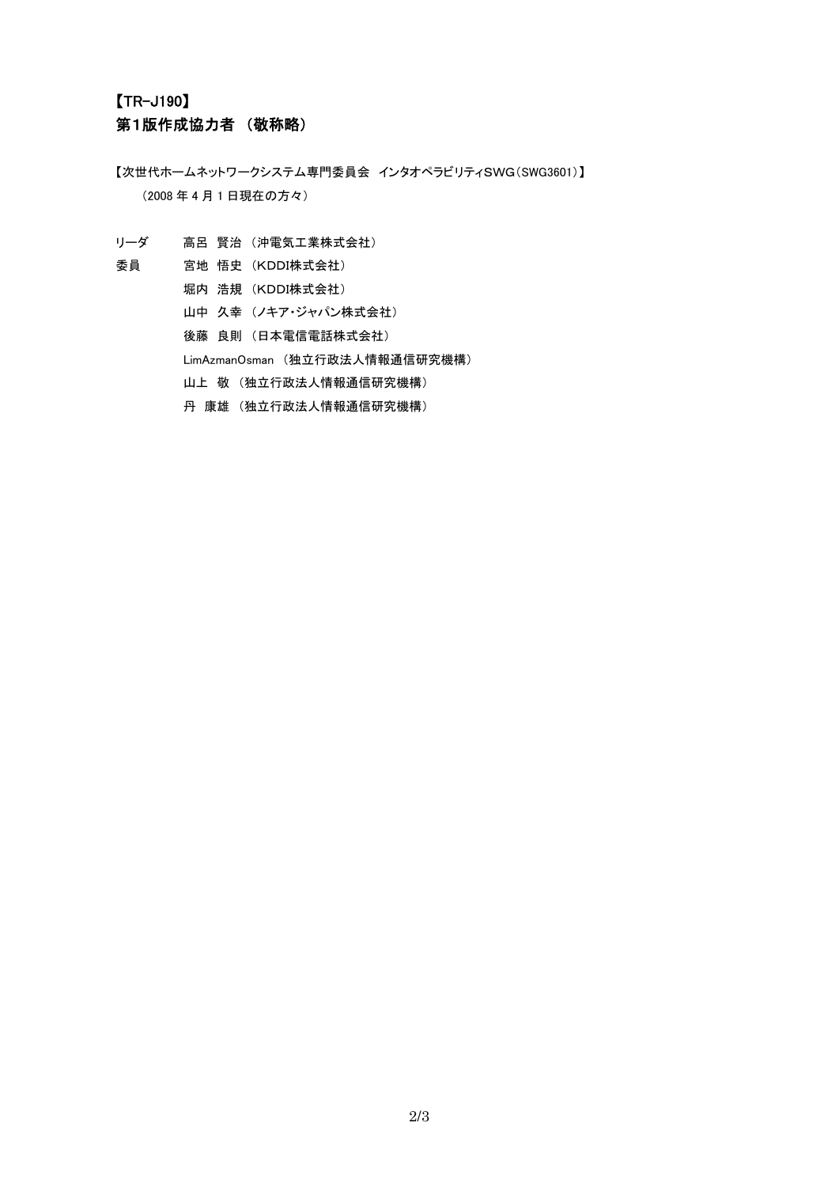【TR-J190】

## 第1版作成協力者 （敬称略）

【次世代ホームネットワークシステム専門委員会　インタオペラビリティSWG（SWG3601）】

（2008 年 4 月 1 日現在の方々）

| | |
|---|---|
| リーダ | 高呂　賢治 （沖電気工業株式会社） |
| 委員 | 宮地　悟史 （KDDI株式会社） |
| | 堀内　浩規 （KDDI株式会社） |
| | 山中　久幸 （ノキア・ジャパン株式会社） |
| | 後藤　良則 （日本電信電話株式会社） |
| | LimAzmanOsman （独立行政法人情報通信研究機構） |
| | 山上　敬 （独立行政法人情報通信研究機構） |
| | 丹　康雄 （独立行政法人情報通信研究機構） |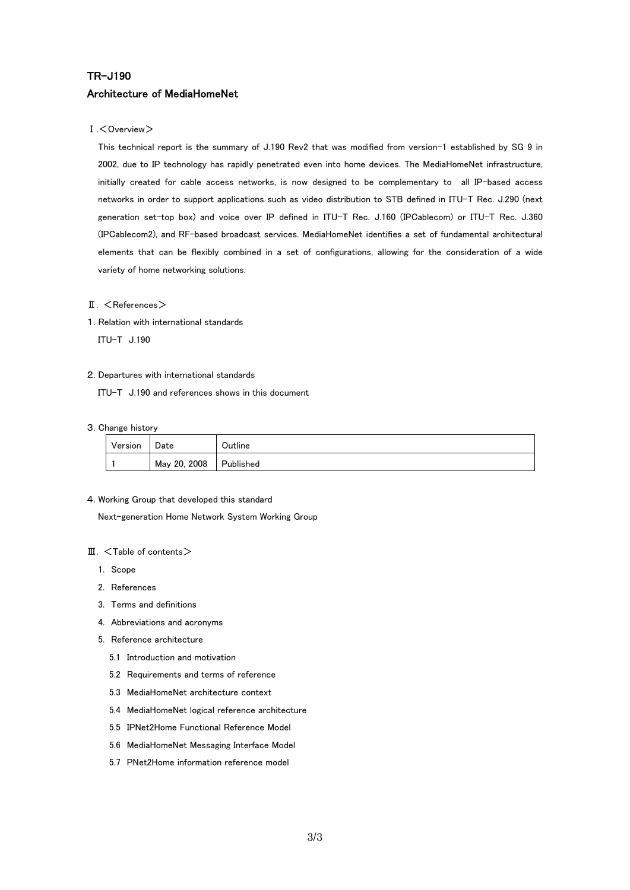# TR-J190

## Architecture of MediaHomeNet

Ⅰ.＜Overview＞

This technical report is the summary of J.190 Rev2 that was modified from version-1 established by SG 9 in 2002, due to IP technology has rapidly penetrated even into home devices. The MediaHomeNet infrastructure, initially created for cable access networks, is now designed to be complementary to all IP-based access networks in order to support applications such as video distribution to STB defined in ITU-T Rec. J.290 (next generation set-top box) and voice over IP defined in ITU-T Rec. J.160 (IPCablecom) or ITU-T Rec. J.360 (IPCablecom2), and RF-based broadcast services. MediaHomeNet identifies a set of fundamental architectural elements that can be flexibly combined in a set of configurations, allowing for the consideration of a wide variety of home networking solutions.

Ⅱ. ＜References＞

1. Relation with international standards

   ITU-T J.190

2. Departures with international standards

   ITU-T J.190 and references shows in this document

3. Change history

| Version | Date | Outline |
|---|---|---|
| 1 | May 20, 2008 | Published |

4. Working Group that developed this standard

   Next-generation Home Network System Working Group

Ⅲ. ＜Table of contents＞

1. Scope
2. References
3. Terms and definitions
4. Abbreviations and acronyms
5. Reference architecture
   - 5.1 Introduction and motivation
   - 5.2 Requirements and terms of reference
   - 5.3 MediaHomeNet architecture context
   - 5.4 MediaHomeNet logical reference architecture
   - 5.5 IPNet2Home Functional Reference Model
   - 5.6 MediaHomeNet Messaging Interface Model
   - 5.7 PNet2Home information reference model